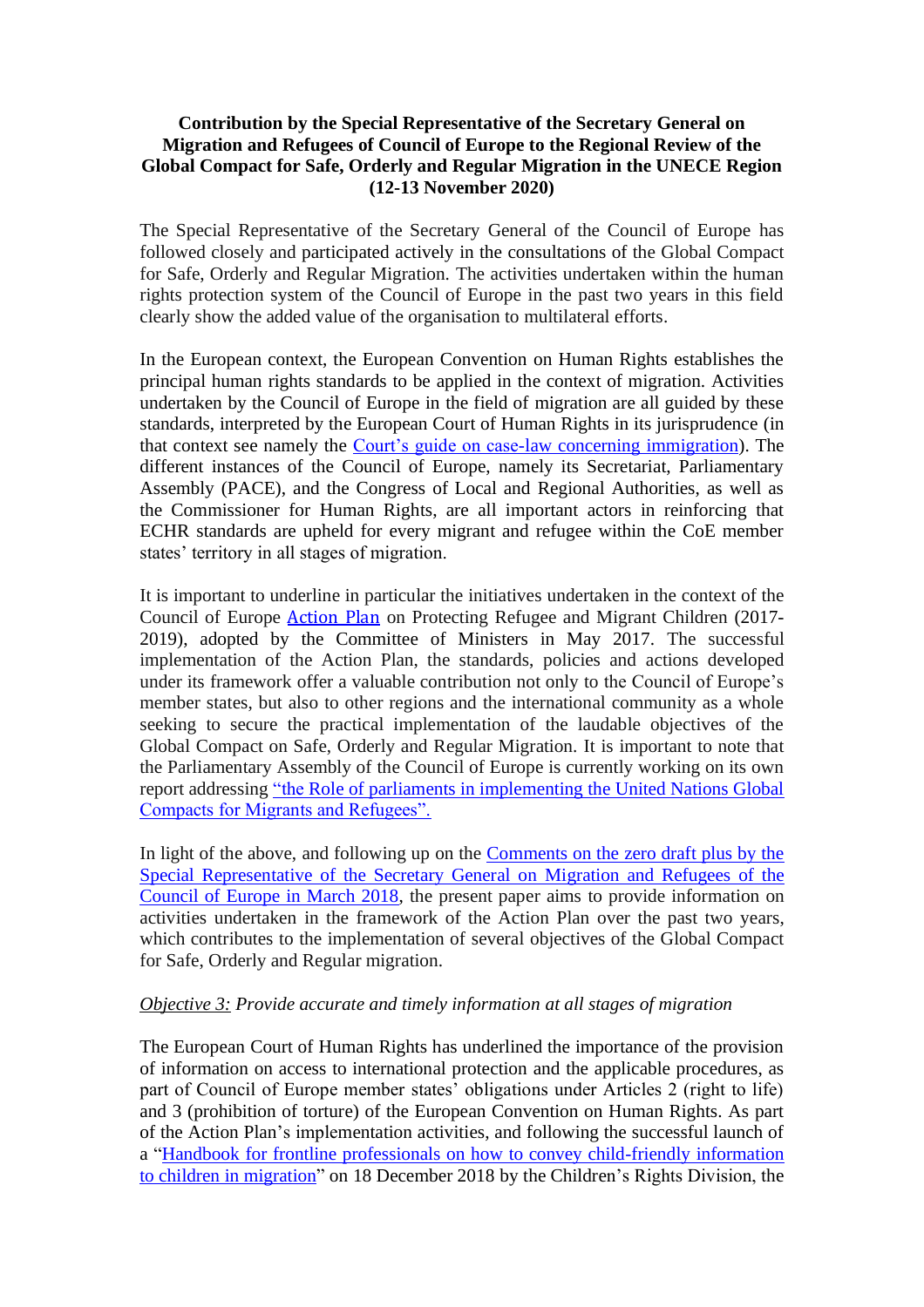**Contribution by the Special Representative of the Secretary General on Migration and Refugees of Council of Europe to the Regional Review of the Global Compact for Safe, Orderly and Regular Migration in the UNECE Region (12-13 November 2020)**

The Special Representative of the Secretary General of the Council of Europe has followed closely and participated actively in the consultations of the Global Compact for Safe, Orderly and Regular Migration. The activities undertaken within the human rights protection system of the Council of Europe in the past two years in this field clearly show the added value of the organisation to multilateral efforts.

In the European context, the European Convention on Human Rights establishes the principal human rights standards to be applied in the context of migration. Activities undertaken by the Council of Europe in the field of migration are all guided by these standards, interpreted by the European Court of Human Rights in its jurisprudence (in that context see namely the Court's guide on case-law concerning immigration). The different instances of the Council of Europe, namely its Secretariat, Parliamentary Assembly (PACE), and the Congress of Local and Regional Authorities, as well as the Commissioner for Human Rights, are all important actors in reinforcing that ECHR standards are upheld for every migrant and refugee within the CoE member states' territory in all stages of migration.

It is important to underline in particular the initiatives undertaken in the context of the Council of Europe Action Plan on Protecting Refugee and Migrant Children (2017-2019), adopted by the Committee of Ministers in May 2017. The successful implementation of the Action Plan, the standards, policies and actions developed under its framework offer a valuable contribution not only to the Council of Europe's member states, but also to other regions and the international community as a whole seeking to secure the practical implementation of the laudable objectives of the Global Compact on Safe, Orderly and Regular Migration. It is important to note that the Parliamentary Assembly of the Council of Europe is currently working on its own report addressing "the Role of parliaments in implementing the United Nations Global Compacts for Migrants and Refugees".

In light of the above, and following up on the Comments on the zero draft plus by the Special Representative of the Secretary General on Migration and Refugees of the Council of Europe in March 2018, the present paper aims to provide information on activities undertaken in the framework of the Action Plan over the past two years, which contributes to the implementation of several objectives of the Global Compact for Safe, Orderly and Regular migration.

*Objective 3: Provide accurate and timely information at all stages of migration*

The European Court of Human Rights has underlined the importance of the provision of information on access to international protection and the applicable procedures, as part of Council of Europe member states' obligations under Articles 2 (right to life) and 3 (prohibition of torture) of the European Convention on Human Rights. As part of the Action Plan's implementation activities, and following the successful launch of a "Handbook for frontline professionals on how to convey child-friendly information to children in migration" on 18 December 2018 by the Children's Rights Division, the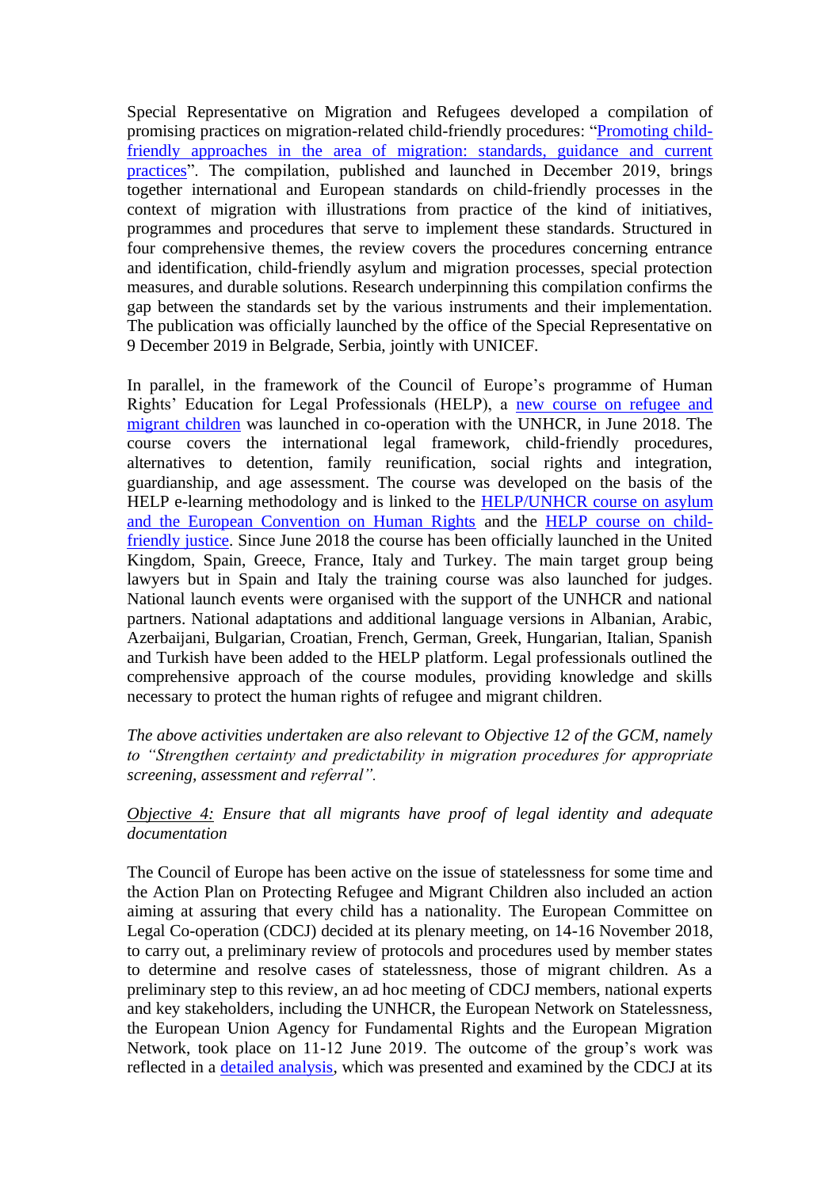Special Representative on Migration and Refugees developed a compilation of promising practices on migration-related child-friendly procedures: "[Promoting child-friendly approaches in the area of migration: standards, guidance and current practices]()". The compilation, published and launched in December 2019, brings together international and European standards on child-friendly processes in the context of migration with illustrations from practice of the kind of initiatives, programmes and procedures that serve to implement these standards. Structured in four comprehensive themes, the review covers the procedures concerning entrance and identification, child-friendly asylum and migration processes, special protection measures, and durable solutions. Research underpinning this compilation confirms the gap between the standards set by the various instruments and their implementation. The publication was officially launched by the office of the Special Representative on 9 December 2019 in Belgrade, Serbia, jointly with UNICEF.

In parallel, in the framework of the Council of Europe's programme of Human Rights' Education for Legal Professionals (HELP), a [new course on refugee and migrant children]() was launched in co-operation with the UNHCR, in June 2018. The course covers the international legal framework, child-friendly procedures, alternatives to detention, family reunification, social rights and integration, guardianship, and age assessment. The course was developed on the basis of the HELP e-learning methodology and is linked to the [HELP/UNHCR course on asylum and the European Convention on Human Rights]() and the [HELP course on child-friendly justice](). Since June 2018 the course has been officially launched in the United Kingdom, Spain, Greece, France, Italy and Turkey. The main target group being lawyers but in Spain and Italy the training course was also launched for judges. National launch events were organised with the support of the UNHCR and national partners. National adaptations and additional language versions in Albanian, Arabic, Azerbaijani, Bulgarian, Croatian, French, German, Greek, Hungarian, Italian, Spanish and Turkish have been added to the HELP platform. Legal professionals outlined the comprehensive approach of the course modules, providing knowledge and skills necessary to protect the human rights of refugee and migrant children.

*The above activities undertaken are also relevant to Objective 12 of the GCM, namely to "Strengthen certainty and predictability in migration procedures for appropriate screening, assessment and referral".*

*Objective 4: Ensure that all migrants have proof of legal identity and adequate documentation*

The Council of Europe has been active on the issue of statelessness for some time and the Action Plan on Protecting Refugee and Migrant Children also included an action aiming at assuring that every child has a nationality. The European Committee on Legal Co-operation (CDCJ) decided at its plenary meeting, on 14-16 November 2018, to carry out, a preliminary review of protocols and procedures used by member states to determine and resolve cases of statelessness, those of migrant children. As a preliminary step to this review, an ad hoc meeting of CDCJ members, national experts and key stakeholders, including the UNHCR, the European Network on Statelessness, the European Union Agency for Fundamental Rights and the European Migration Network, took place on 11-12 June 2019. The outcome of the group's work was reflected in a [detailed analysis](), which was presented and examined by the CDCJ at its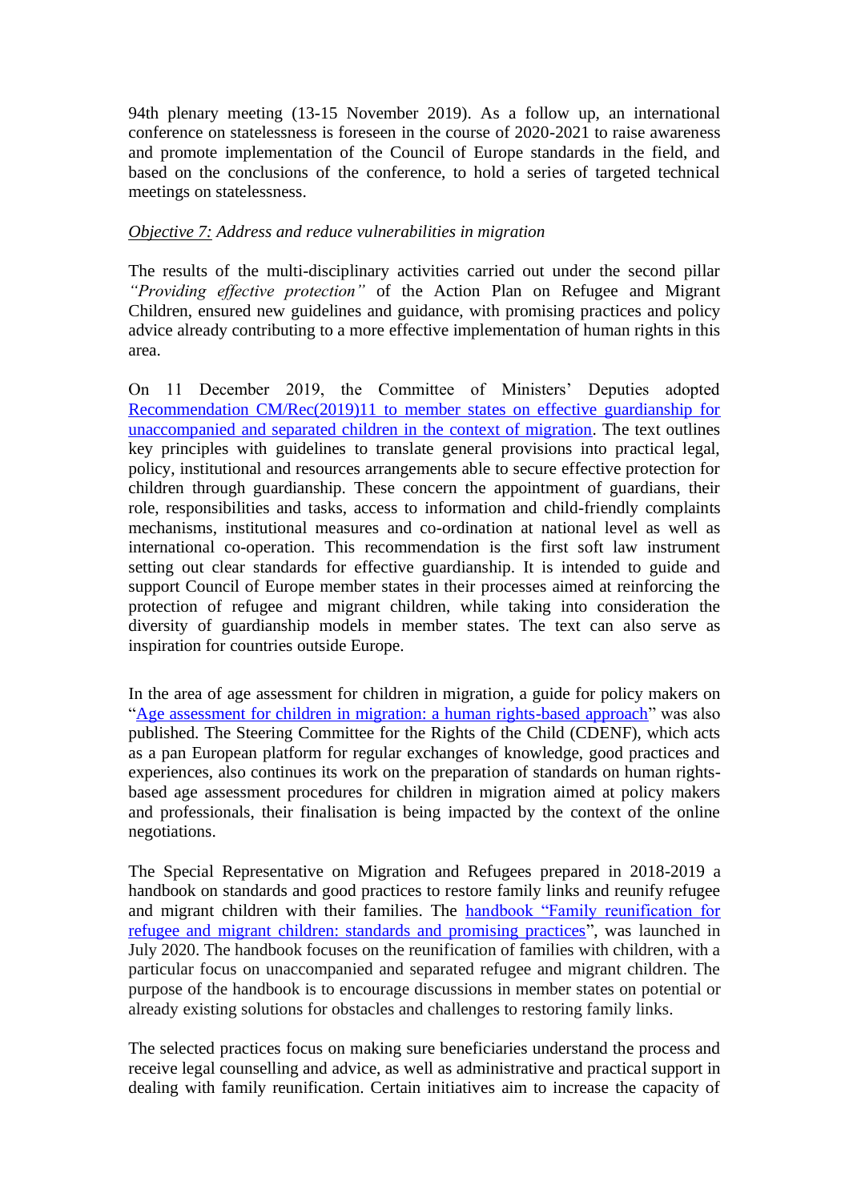94th plenary meeting (13-15 November 2019). As a follow up, an international conference on statelessness is foreseen in the course of 2020-2021 to raise awareness and promote implementation of the Council of Europe standards in the field, and based on the conclusions of the conference, to hold a series of targeted technical meetings on statelessness.

*Objective 7: Address and reduce vulnerabilities in migration*

The results of the multi-disciplinary activities carried out under the second pillar *"Providing effective protection"* of the Action Plan on Refugee and Migrant Children, ensured new guidelines and guidance, with promising practices and policy advice already contributing to a more effective implementation of human rights in this area.

On 11 December 2019, the Committee of Ministers' Deputies adopted Recommendation CM/Rec(2019)11 to member states on effective guardianship for unaccompanied and separated children in the context of migration. The text outlines key principles with guidelines to translate general provisions into practical legal, policy, institutional and resources arrangements able to secure effective protection for children through guardianship. These concern the appointment of guardians, their role, responsibilities and tasks, access to information and child-friendly complaints mechanisms, institutional measures and co-ordination at national level as well as international co-operation. This recommendation is the first soft law instrument setting out clear standards for effective guardianship. It is intended to guide and support Council of Europe member states in their processes aimed at reinforcing the protection of refugee and migrant children, while taking into consideration the diversity of guardianship models in member states. The text can also serve as inspiration for countries outside Europe.

In the area of age assessment for children in migration, a guide for policy makers on "Age assessment for children in migration: a human rights-based approach" was also published. The Steering Committee for the Rights of the Child (CDENF), which acts as a pan European platform for regular exchanges of knowledge, good practices and experiences, also continues its work on the preparation of standards on human rights-based age assessment procedures for children in migration aimed at policy makers and professionals, their finalisation is being impacted by the context of the online negotiations.

The Special Representative on Migration and Refugees prepared in 2018-2019 a handbook on standards and good practices to restore family links and reunify refugee and migrant children with their families. The handbook "Family reunification for refugee and migrant children: standards and promising practices", was launched in July 2020. The handbook focuses on the reunification of families with children, with a particular focus on unaccompanied and separated refugee and migrant children. The purpose of the handbook is to encourage discussions in member states on potential or already existing solutions for obstacles and challenges to restoring family links.

The selected practices focus on making sure beneficiaries understand the process and receive legal counselling and advice, as well as administrative and practical support in dealing with family reunification. Certain initiatives aim to increase the capacity of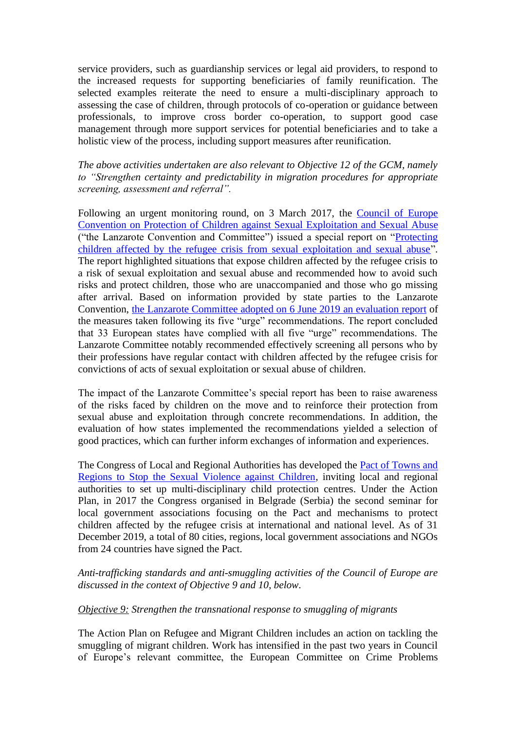service providers, such as guardianship services or legal aid providers, to respond to the increased requests for supporting beneficiaries of family reunification. The selected examples reiterate the need to ensure a multi-disciplinary approach to assessing the case of children, through protocols of co-operation or guidance between professionals, to improve cross border co-operation, to support good case management through more support services for potential beneficiaries and to take a holistic view of the process, including support measures after reunification.

*The above activities undertaken are also relevant to Objective 12 of the GCM, namely to "Strengthen certainty and predictability in migration procedures for appropriate screening, assessment and referral".*

Following an urgent monitoring round, on 3 March 2017, the Council of Europe Convention on Protection of Children against Sexual Exploitation and Sexual Abuse ("the Lanzarote Convention and Committee") issued a special report on "Protecting children affected by the refugee crisis from sexual exploitation and sexual abuse". The report highlighted situations that expose children affected by the refugee crisis to a risk of sexual exploitation and sexual abuse and recommended how to avoid such risks and protect children, those who are unaccompanied and those who go missing after arrival. Based on information provided by state parties to the Lanzarote Convention, the Lanzarote Committee adopted on 6 June 2019 an evaluation report of the measures taken following its five "urge" recommendations. The report concluded that 33 European states have complied with all five "urge" recommendations. The Lanzarote Committee notably recommended effectively screening all persons who by their professions have regular contact with children affected by the refugee crisis for convictions of acts of sexual exploitation or sexual abuse of children.

The impact of the Lanzarote Committee's special report has been to raise awareness of the risks faced by children on the move and to reinforce their protection from sexual abuse and exploitation through concrete recommendations. In addition, the evaluation of how states implemented the recommendations yielded a selection of good practices, which can further inform exchanges of information and experiences.

The Congress of Local and Regional Authorities has developed the Pact of Towns and Regions to Stop the Sexual Violence against Children, inviting local and regional authorities to set up multi-disciplinary child protection centres. Under the Action Plan, in 2017 the Congress organised in Belgrade (Serbia) the second seminar for local government associations focusing on the Pact and mechanisms to protect children affected by the refugee crisis at international and national level. As of 31 December 2019, a total of 80 cities, regions, local government associations and NGOs from 24 countries have signed the Pact.

*Anti-trafficking standards and anti-smuggling activities of the Council of Europe are discussed in the context of Objective 9 and 10, below.*

*Objective 9: Strengthen the transnational response to smuggling of migrants*

The Action Plan on Refugee and Migrant Children includes an action on tackling the smuggling of migrant children. Work has intensified in the past two years in Council of Europe's relevant committee, the European Committee on Crime Problems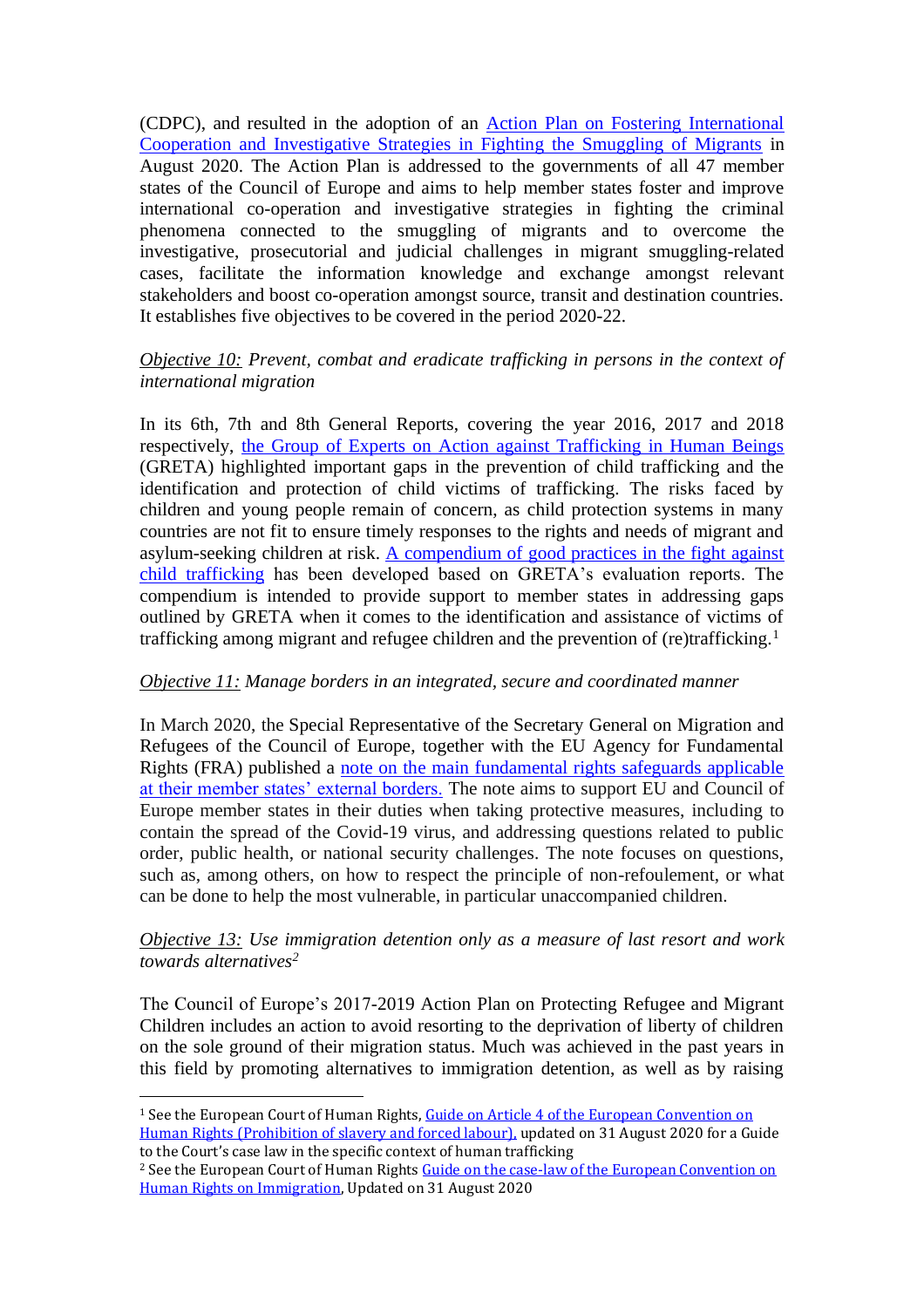(CDPC), and resulted in the adoption of an [Action Plan on Fostering International Cooperation and Investigative Strategies in Fighting the Smuggling of Migrants] in August 2020. The Action Plan is addressed to the governments of all 47 member states of the Council of Europe and aims to help member states foster and improve international co-operation and investigative strategies in fighting the criminal phenomena connected to the smuggling of migrants and to overcome the investigative, prosecutorial and judicial challenges in migrant smuggling-related cases, facilitate the information knowledge and exchange amongst relevant stakeholders and boost co-operation amongst source, transit and destination countries. It establishes five objectives to be covered in the period 2020-22.

*Objective 10: Prevent, combat and eradicate trafficking in persons in the context of international migration*

In its 6th, 7th and 8th General Reports, covering the year 2016, 2017 and 2018 respectively, the Group of Experts on Action against Trafficking in Human Beings (GRETA) highlighted important gaps in the prevention of child trafficking and the identification and protection of child victims of trafficking. The risks faced by children and young people remain of concern, as child protection systems in many countries are not fit to ensure timely responses to the rights and needs of migrant and asylum-seeking children at risk. A compendium of good practices in the fight against child trafficking has been developed based on GRETA's evaluation reports. The compendium is intended to provide support to member states in addressing gaps outlined by GRETA when it comes to the identification and assistance of victims of trafficking among migrant and refugee children and the prevention of (re)trafficking.[1]

*Objective 11: Manage borders in an integrated, secure and coordinated manner*

In March 2020, the Special Representative of the Secretary General on Migration and Refugees of the Council of Europe, together with the EU Agency for Fundamental Rights (FRA) published a note on the main fundamental rights safeguards applicable at their member states' external borders. The note aims to support EU and Council of Europe member states in their duties when taking protective measures, including to contain the spread of the Covid-19 virus, and addressing questions related to public order, public health, or national security challenges. The note focuses on questions, such as, among others, on how to respect the principle of non-refoulement, or what can be done to help the most vulnerable, in particular unaccompanied children.

*Objective 13: Use immigration detention only as a measure of last resort and work towards alternatives*[2]

The Council of Europe's 2017-2019 Action Plan on Protecting Refugee and Migrant Children includes an action to avoid resorting to the deprivation of liberty of children on the sole ground of their migration status. Much was achieved in the past years in this field by promoting alternatives to immigration detention, as well as by raising

---

[1] See the European Court of Human Rights, Guide on Article 4 of the European Convention on Human Rights (Prohibition of slavery and forced labour), updated on 31 August 2020 for a Guide to the Court's case law in the specific context of human trafficking

[2] See the European Court of Human Rights Guide on the case-law of the European Convention on Human Rights on Immigration, Updated on 31 August 2020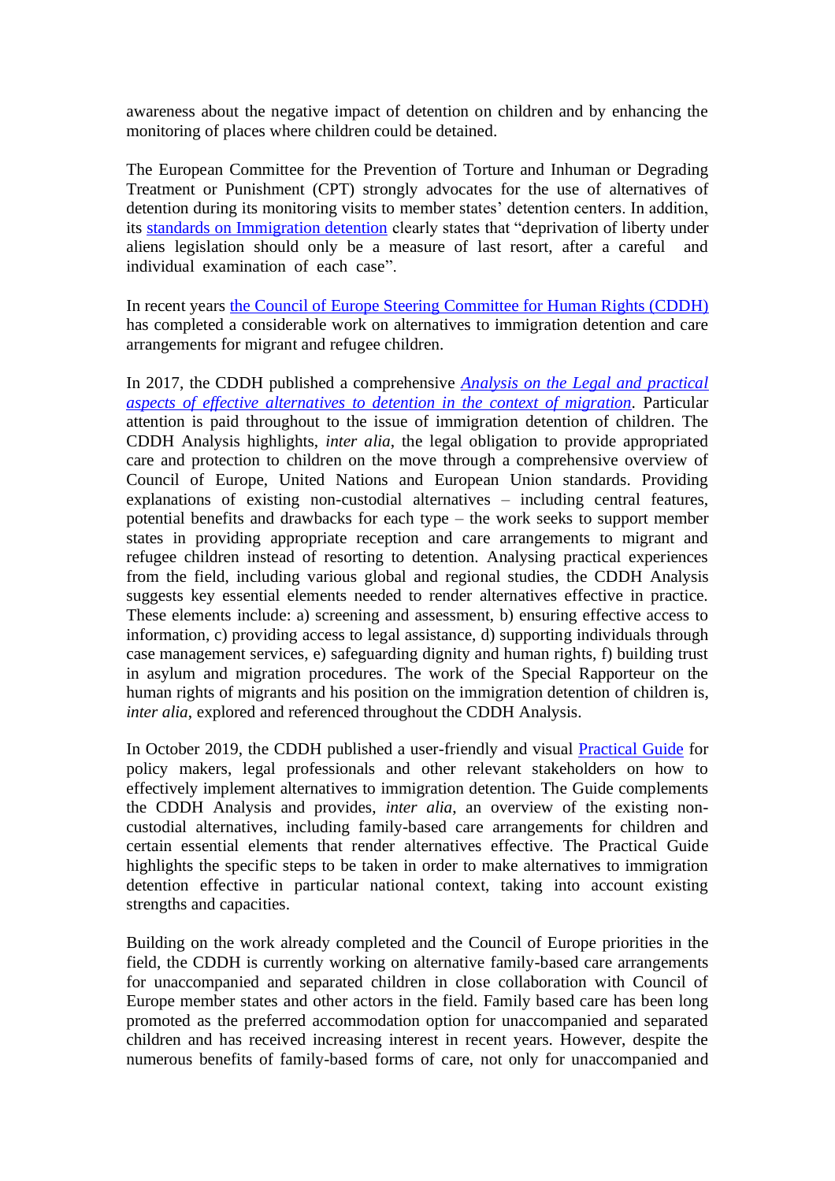awareness about the negative impact of detention on children and by enhancing the monitoring of places where children could be detained.

The European Committee for the Prevention of Torture and Inhuman or Degrading Treatment or Punishment (CPT) strongly advocates for the use of alternatives of detention during its monitoring visits to member states' detention centers. In addition, its standards on Immigration detention clearly states that "deprivation of liberty under aliens legislation should only be a measure of last resort, after a careful and individual examination of each case".

In recent years the Council of Europe Steering Committee for Human Rights (CDDH) has completed a considerable work on alternatives to immigration detention and care arrangements for migrant and refugee children.

In 2017, the CDDH published a comprehensive *Analysis on the Legal and practical aspects of effective alternatives to detention in the context of migration*. Particular attention is paid throughout to the issue of immigration detention of children. The CDDH Analysis highlights, *inter alia*, the legal obligation to provide appropriated care and protection to children on the move through a comprehensive overview of Council of Europe, United Nations and European Union standards. Providing explanations of existing non-custodial alternatives – including central features, potential benefits and drawbacks for each type – the work seeks to support member states in providing appropriate reception and care arrangements to migrant and refugee children instead of resorting to detention. Analysing practical experiences from the field, including various global and regional studies, the CDDH Analysis suggests key essential elements needed to render alternatives effective in practice. These elements include: a) screening and assessment, b) ensuring effective access to information, c) providing access to legal assistance, d) supporting individuals through case management services, e) safeguarding dignity and human rights, f) building trust in asylum and migration procedures. The work of the Special Rapporteur on the human rights of migrants and his position on the immigration detention of children is, *inter alia*, explored and referenced throughout the CDDH Analysis.

In October 2019, the CDDH published a user-friendly and visual Practical Guide for policy makers, legal professionals and other relevant stakeholders on how to effectively implement alternatives to immigration detention. The Guide complements the CDDH Analysis and provides, *inter alia*, an overview of the existing non-custodial alternatives, including family-based care arrangements for children and certain essential elements that render alternatives effective. The Practical Guide highlights the specific steps to be taken in order to make alternatives to immigration detention effective in particular national context, taking into account existing strengths and capacities.

Building on the work already completed and the Council of Europe priorities in the field, the CDDH is currently working on alternative family-based care arrangements for unaccompanied and separated children in close collaboration with Council of Europe member states and other actors in the field. Family based care has been long promoted as the preferred accommodation option for unaccompanied and separated children and has received increasing interest in recent years. However, despite the numerous benefits of family-based forms of care, not only for unaccompanied and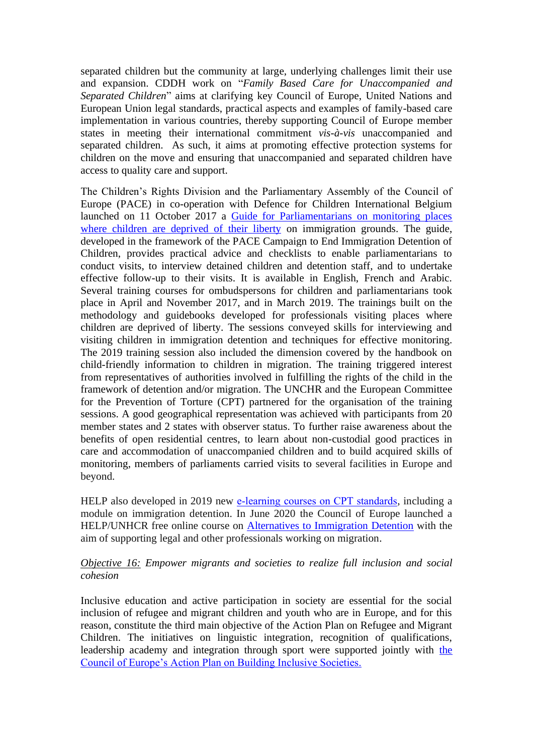separated children but the community at large, underlying challenges limit their use and expansion. CDDH work on "*Family Based Care for Unaccompanied and Separated Children*" aims at clarifying key Council of Europe, United Nations and European Union legal standards, practical aspects and examples of family-based care implementation in various countries, thereby supporting Council of Europe member states in meeting their international commitment *vis-à-vis* unaccompanied and separated children. As such, it aims at promoting effective protection systems for children on the move and ensuring that unaccompanied and separated children have access to quality care and support.

The Children's Rights Division and the Parliamentary Assembly of the Council of Europe (PACE) in co-operation with Defence for Children International Belgium launched on 11 October 2017 a Guide for Parliamentarians on monitoring places where children are deprived of their liberty on immigration grounds. The guide, developed in the framework of the PACE Campaign to End Immigration Detention of Children, provides practical advice and checklists to enable parliamentarians to conduct visits, to interview detained children and detention staff, and to undertake effective follow-up to their visits. It is available in English, French and Arabic. Several training courses for ombudspersons for children and parliamentarians took place in April and November 2017, and in March 2019. The trainings built on the methodology and guidebooks developed for professionals visiting places where children are deprived of liberty. The sessions conveyed skills for interviewing and visiting children in immigration detention and techniques for effective monitoring. The 2019 training session also included the dimension covered by the handbook on child-friendly information to children in migration. The training triggered interest from representatives of authorities involved in fulfilling the rights of the child in the framework of detention and/or migration. The UNCHR and the European Committee for the Prevention of Torture (CPT) partnered for the organisation of the training sessions. A good geographical representation was achieved with participants from 20 member states and 2 states with observer status. To further raise awareness about the benefits of open residential centres, to learn about non-custodial good practices in care and accommodation of unaccompanied children and to build acquired skills of monitoring, members of parliaments carried visits to several facilities in Europe and beyond.

HELP also developed in 2019 new e-learning courses on CPT standards, including a module on immigration detention. In June 2020 the Council of Europe launched a HELP/UNHCR free online course on Alternatives to Immigration Detention with the aim of supporting legal and other professionals working on migration.

*Objective 16: Empower migrants and societies to realize full inclusion and social cohesion*

Inclusive education and active participation in society are essential for the social inclusion of refugee and migrant children and youth who are in Europe, and for this reason, constitute the third main objective of the Action Plan on Refugee and Migrant Children. The initiatives on linguistic integration, recognition of qualifications, leadership academy and integration through sport were supported jointly with the Council of Europe's Action Plan on Building Inclusive Societies.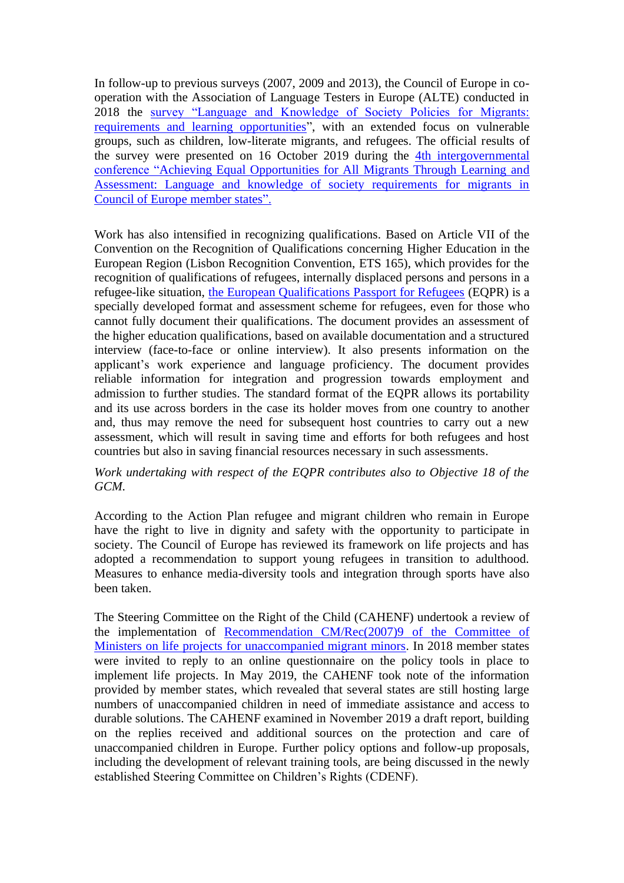In follow-up to previous surveys (2007, 2009 and 2013), the Council of Europe in co-operation with the Association of Language Testers in Europe (ALTE) conducted in 2018 the survey "Language and Knowledge of Society Policies for Migrants: requirements and learning opportunities", with an extended focus on vulnerable groups, such as children, low-literate migrants, and refugees. The official results of the survey were presented on 16 October 2019 during the 4th intergovernmental conference "Achieving Equal Opportunities for All Migrants Through Learning and Assessment: Language and knowledge of society requirements for migrants in Council of Europe member states".

Work has also intensified in recognizing qualifications. Based on Article VII of the Convention on the Recognition of Qualifications concerning Higher Education in the European Region (Lisbon Recognition Convention, ETS 165), which provides for the recognition of qualifications of refugees, internally displaced persons and persons in a refugee-like situation, the European Qualifications Passport for Refugees (EQPR) is a specially developed format and assessment scheme for refugees, even for those who cannot fully document their qualifications. The document provides an assessment of the higher education qualifications, based on available documentation and a structured interview (face-to-face or online interview). It also presents information on the applicant's work experience and language proficiency. The document provides reliable information for integration and progression towards employment and admission to further studies. The standard format of the EQPR allows its portability and its use across borders in the case its holder moves from one country to another and, thus may remove the need for subsequent host countries to carry out a new assessment, which will result in saving time and efforts for both refugees and host countries but also in saving financial resources necessary in such assessments.

*Work undertaking with respect of the EQPR contributes also to Objective 18 of the GCM.*

According to the Action Plan refugee and migrant children who remain in Europe have the right to live in dignity and safety with the opportunity to participate in society. The Council of Europe has reviewed its framework on life projects and has adopted a recommendation to support young refugees in transition to adulthood. Measures to enhance media-diversity tools and integration through sports have also been taken.

The Steering Committee on the Right of the Child (CAHENF) undertook a review of the implementation of Recommendation CM/Rec(2007)9 of the Committee of Ministers on life projects for unaccompanied migrant minors. In 2018 member states were invited to reply to an online questionnaire on the policy tools in place to implement life projects. In May 2019, the CAHENF took note of the information provided by member states, which revealed that several states are still hosting large numbers of unaccompanied children in need of immediate assistance and access to durable solutions. The CAHENF examined in November 2019 a draft report, building on the replies received and additional sources on the protection and care of unaccompanied children in Europe. Further policy options and follow-up proposals, including the development of relevant training tools, are being discussed in the newly established Steering Committee on Children's Rights (CDENF).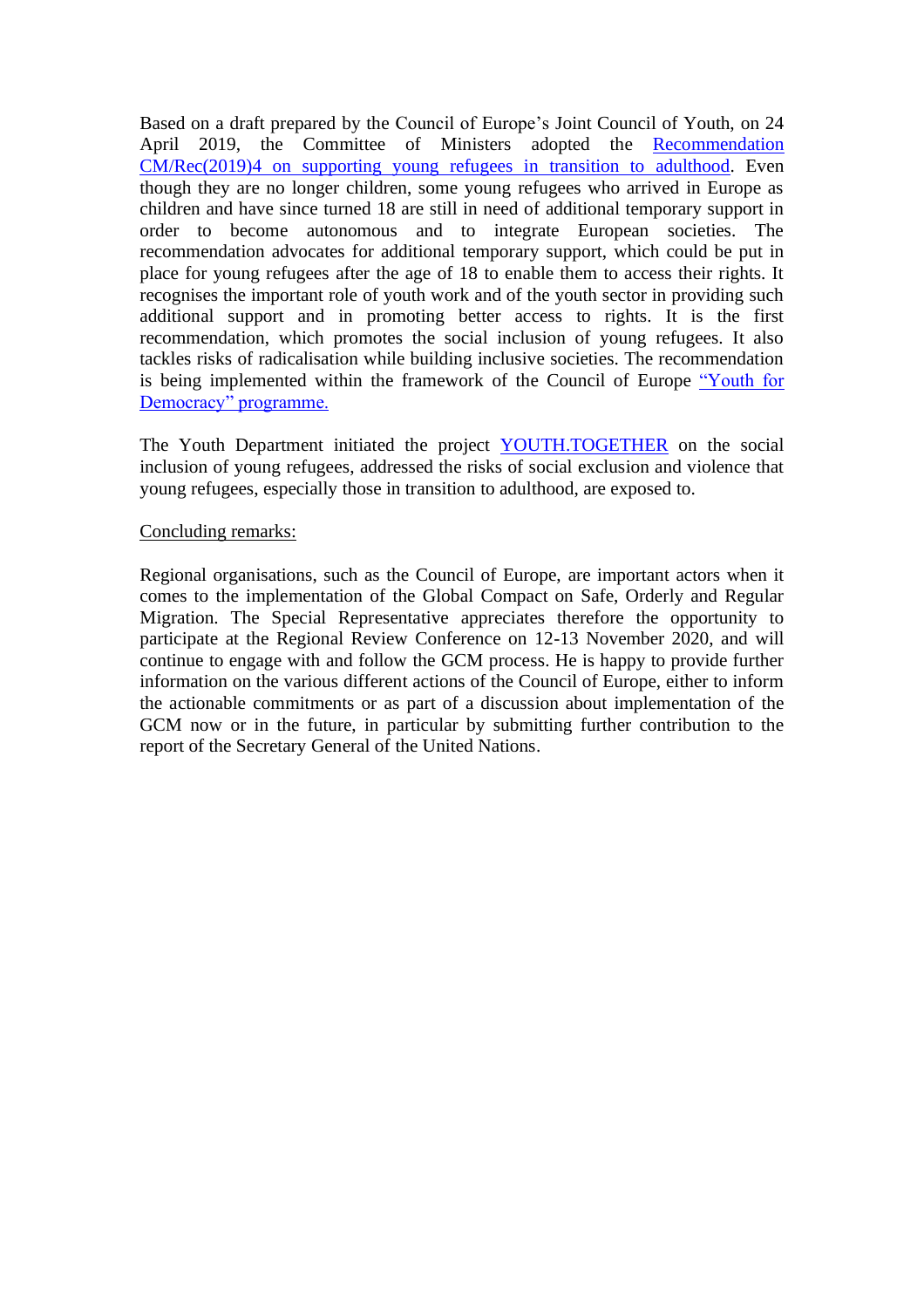Based on a draft prepared by the Council of Europe's Joint Council of Youth, on 24 April 2019, the Committee of Ministers adopted the Recommendation CM/Rec(2019)4 on supporting young refugees in transition to adulthood. Even though they are no longer children, some young refugees who arrived in Europe as children and have since turned 18 are still in need of additional temporary support in order to become autonomous and to integrate European societies. The recommendation advocates for additional temporary support, which could be put in place for young refugees after the age of 18 to enable them to access their rights. It recognises the important role of youth work and of the youth sector in providing such additional support and in promoting better access to rights. It is the first recommendation, which promotes the social inclusion of young refugees. It also tackles risks of radicalisation while building inclusive societies. The recommendation is being implemented within the framework of the Council of Europe "Youth for Democracy" programme.

The Youth Department initiated the project YOUTH.TOGETHER on the social inclusion of young refugees, addressed the risks of social exclusion and violence that young refugees, especially those in transition to adulthood, are exposed to.

Concluding remarks:

Regional organisations, such as the Council of Europe, are important actors when it comes to the implementation of the Global Compact on Safe, Orderly and Regular Migration. The Special Representative appreciates therefore the opportunity to participate at the Regional Review Conference on 12-13 November 2020, and will continue to engage with and follow the GCM process. He is happy to provide further information on the various different actions of the Council of Europe, either to inform the actionable commitments or as part of a discussion about implementation of the GCM now or in the future, in particular by submitting further contribution to the report of the Secretary General of the United Nations.